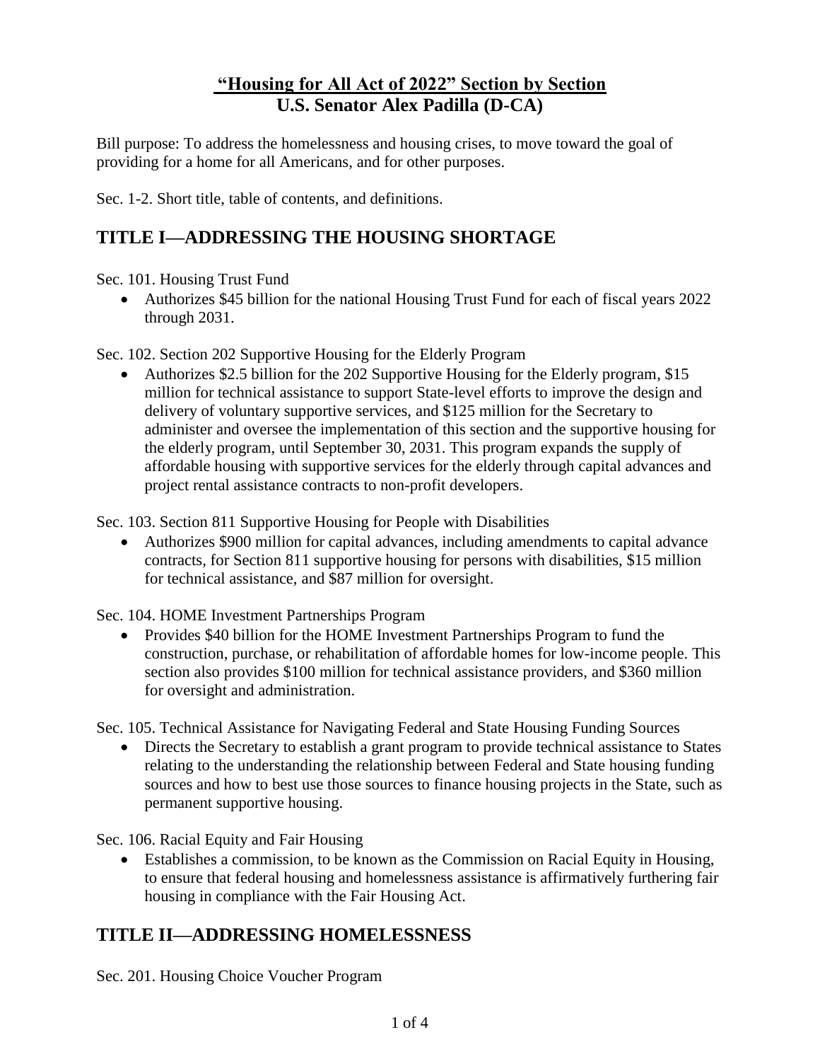# "Housing for All Act of 2022" Section by Section
# U.S. Senator Alex Padilla (D-CA)

Bill purpose: To address the homelessness and housing crises, to move toward the goal of providing for a home for all Americans, and for other purposes.

Sec. 1-2. Short title, table of contents, and definitions.

## TITLE I—ADDRESSING THE HOUSING SHORTAGE

Sec. 101. Housing Trust Fund

- Authorizes $45 billion for the national Housing Trust Fund for each of fiscal years 2022 through 2031.

Sec. 102. Section 202 Supportive Housing for the Elderly Program

- Authorizes $2.5 billion for the 202 Supportive Housing for the Elderly program, $15 million for technical assistance to support State-level efforts to improve the design and delivery of voluntary supportive services, and $125 million for the Secretary to administer and oversee the implementation of this section and the supportive housing for the elderly program, until September 30, 2031. This program expands the supply of affordable housing with supportive services for the elderly through capital advances and project rental assistance contracts to non-profit developers.

Sec. 103. Section 811 Supportive Housing for People with Disabilities

- Authorizes $900 million for capital advances, including amendments to capital advance contracts, for Section 811 supportive housing for persons with disabilities, $15 million for technical assistance, and $87 million for oversight.

Sec. 104. HOME Investment Partnerships Program

- Provides $40 billion for the HOME Investment Partnerships Program to fund the construction, purchase, or rehabilitation of affordable homes for low-income people. This section also provides $100 million for technical assistance providers, and $360 million for oversight and administration.

Sec. 105. Technical Assistance for Navigating Federal and State Housing Funding Sources

- Directs the Secretary to establish a grant program to provide technical assistance to States relating to the understanding the relationship between Federal and State housing funding sources and how to best use those sources to finance housing projects in the State, such as permanent supportive housing.

Sec. 106. Racial Equity and Fair Housing

- Establishes a commission, to be known as the Commission on Racial Equity in Housing, to ensure that federal housing and homelessness assistance is affirmatively furthering fair housing in compliance with the Fair Housing Act.

## TITLE II—ADDRESSING HOMELESSNESS

Sec. 201. Housing Choice Voucher Program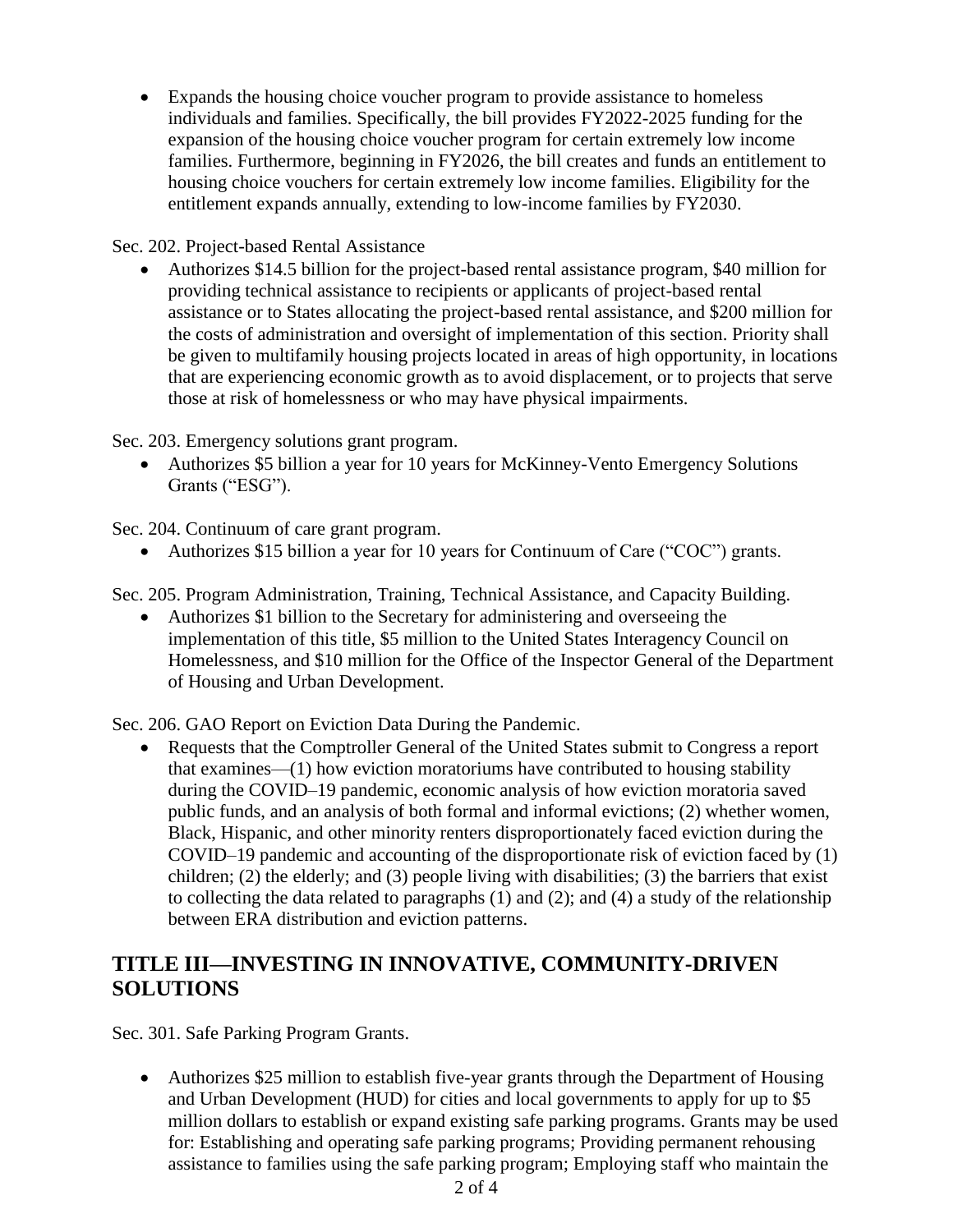- Expands the housing choice voucher program to provide assistance to homeless individuals and families. Specifically, the bill provides FY2022-2025 funding for the expansion of the housing choice voucher program for certain extremely low income families. Furthermore, beginning in FY2026, the bill creates and funds an entitlement to housing choice vouchers for certain extremely low income families. Eligibility for the entitlement expands annually, extending to low-income families by FY2030.

Sec. 202. Project-based Rental Assistance

- Authorizes $14.5 billion for the project-based rental assistance program, $40 million for providing technical assistance to recipients or applicants of project-based rental assistance or to States allocating the project-based rental assistance, and $200 million for the costs of administration and oversight of implementation of this section. Priority shall be given to multifamily housing projects located in areas of high opportunity, in locations that are experiencing economic growth as to avoid displacement, or to projects that serve those at risk of homelessness or who may have physical impairments.

Sec. 203. Emergency solutions grant program.

- Authorizes $5 billion a year for 10 years for McKinney-Vento Emergency Solutions Grants ("ESG").

Sec. 204. Continuum of care grant program.

- Authorizes $15 billion a year for 10 years for Continuum of Care ("COC") grants.

Sec. 205. Program Administration, Training, Technical Assistance, and Capacity Building.

- Authorizes $1 billion to the Secretary for administering and overseeing the implementation of this title, $5 million to the United States Interagency Council on Homelessness, and $10 million for the Office of the Inspector General of the Department of Housing and Urban Development.

Sec. 206. GAO Report on Eviction Data During the Pandemic.

- Requests that the Comptroller General of the United States submit to Congress a report that examines—(1) how eviction moratoriums have contributed to housing stability during the COVID–19 pandemic, economic analysis of how eviction moratoria saved public funds, and an analysis of both formal and informal evictions; (2) whether women, Black, Hispanic, and other minority renters disproportionately faced eviction during the COVID–19 pandemic and accounting of the disproportionate risk of eviction faced by (1) children; (2) the elderly; and (3) people living with disabilities; (3) the barriers that exist to collecting the data related to paragraphs (1) and (2); and (4) a study of the relationship between ERA distribution and eviction patterns.

## TITLE III—INVESTING IN INNOVATIVE, COMMUNITY-DRIVEN SOLUTIONS

Sec. 301. Safe Parking Program Grants.

- Authorizes $25 million to establish five-year grants through the Department of Housing and Urban Development (HUD) for cities and local governments to apply for up to $5 million dollars to establish or expand existing safe parking programs. Grants may be used for: Establishing and operating safe parking programs; Providing permanent rehousing assistance to families using the safe parking program; Employing staff who maintain the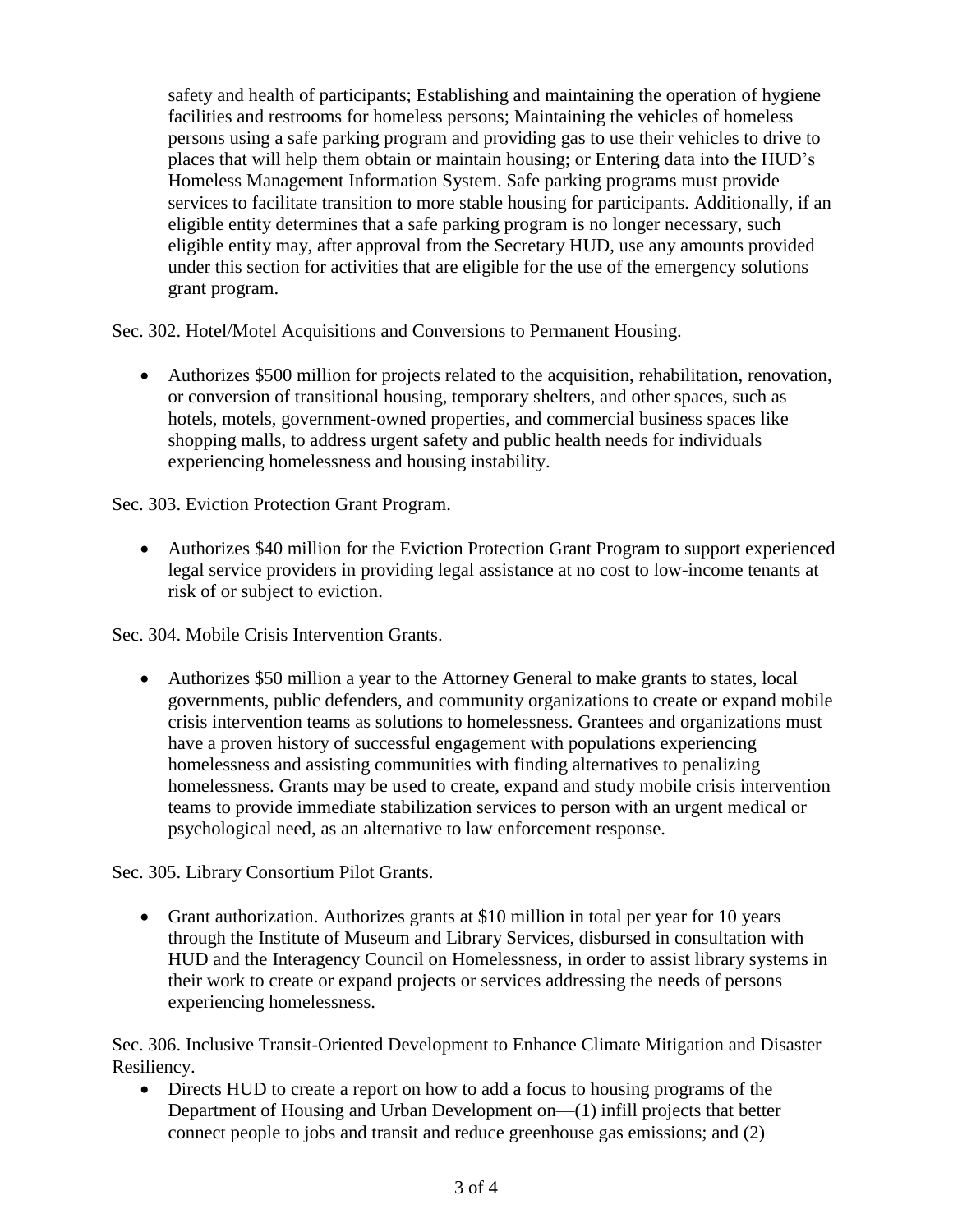safety and health of participants; Establishing and maintaining the operation of hygiene facilities and restrooms for homeless persons; Maintaining the vehicles of homeless persons using a safe parking program and providing gas to use their vehicles to drive to places that will help them obtain or maintain housing; or Entering data into the HUD's Homeless Management Information System. Safe parking programs must provide services to facilitate transition to more stable housing for participants. Additionally, if an eligible entity determines that a safe parking program is no longer necessary, such eligible entity may, after approval from the Secretary HUD, use any amounts provided under this section for activities that are eligible for the use of the emergency solutions grant program.

Sec. 302. Hotel/Motel Acquisitions and Conversions to Permanent Housing.

- Authorizes $500 million for projects related to the acquisition, rehabilitation, renovation, or conversion of transitional housing, temporary shelters, and other spaces, such as hotels, motels, government-owned properties, and commercial business spaces like shopping malls, to address urgent safety and public health needs for individuals experiencing homelessness and housing instability.

Sec. 303. Eviction Protection Grant Program.

- Authorizes $40 million for the Eviction Protection Grant Program to support experienced legal service providers in providing legal assistance at no cost to low-income tenants at risk of or subject to eviction.

Sec. 304. Mobile Crisis Intervention Grants.

- Authorizes $50 million a year to the Attorney General to make grants to states, local governments, public defenders, and community organizations to create or expand mobile crisis intervention teams as solutions to homelessness. Grantees and organizations must have a proven history of successful engagement with populations experiencing homelessness and assisting communities with finding alternatives to penalizing homelessness. Grants may be used to create, expand and study mobile crisis intervention teams to provide immediate stabilization services to person with an urgent medical or psychological need, as an alternative to law enforcement response.

Sec. 305. Library Consortium Pilot Grants.

- Grant authorization. Authorizes grants at $10 million in total per year for 10 years through the Institute of Museum and Library Services, disbursed in consultation with HUD and the Interagency Council on Homelessness, in order to assist library systems in their work to create or expand projects or services addressing the needs of persons experiencing homelessness.

Sec. 306. Inclusive Transit-Oriented Development to Enhance Climate Mitigation and Disaster Resiliency.

- Directs HUD to create a report on how to add a focus to housing programs of the Department of Housing and Urban Development on—(1) infill projects that better connect people to jobs and transit and reduce greenhouse gas emissions; and (2)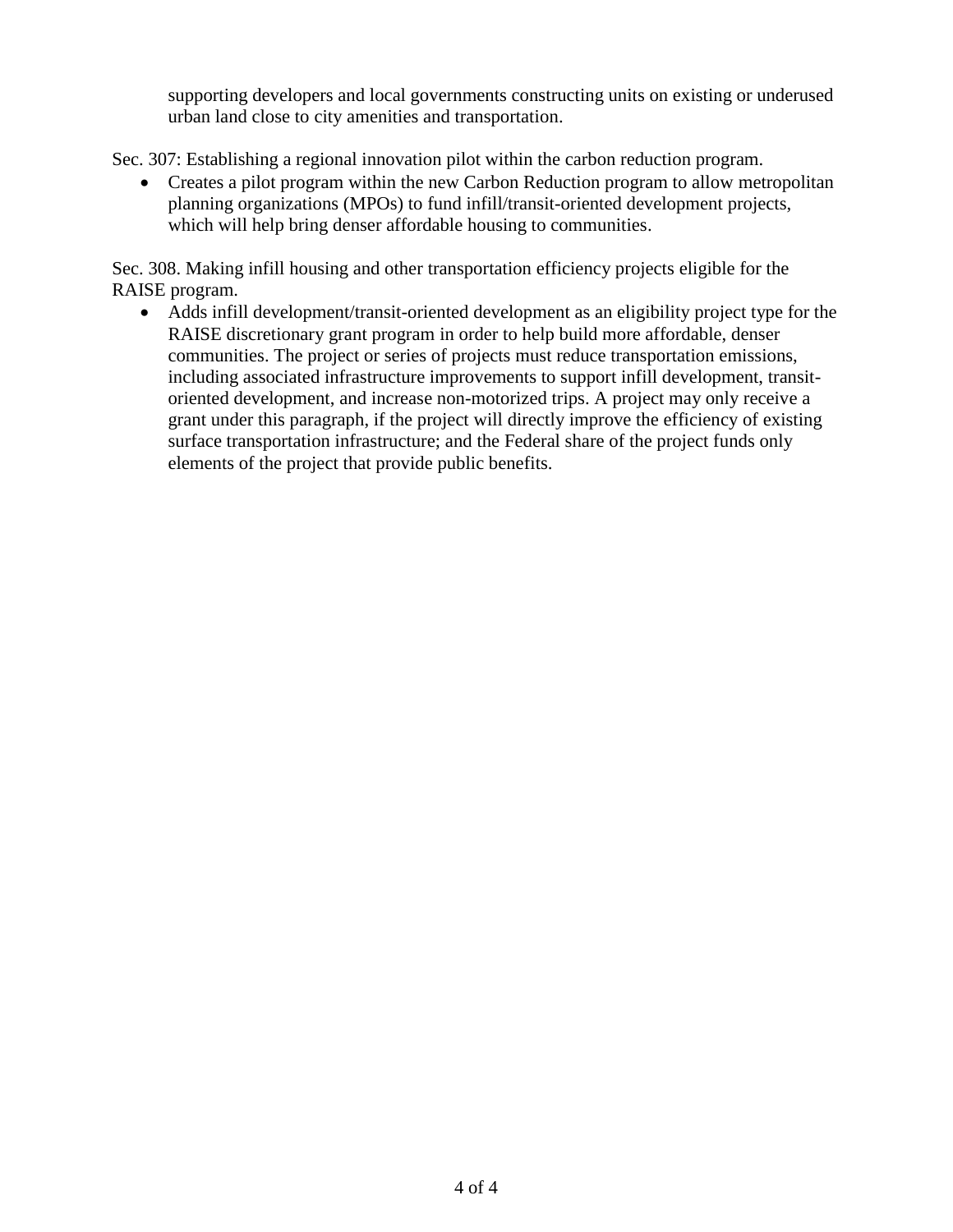supporting developers and local governments constructing units on existing or underused urban land close to city amenities and transportation.

Sec. 307: Establishing a regional innovation pilot within the carbon reduction program.

- Creates a pilot program within the new Carbon Reduction program to allow metropolitan planning organizations (MPOs) to fund infill/transit-oriented development projects, which will help bring denser affordable housing to communities.

Sec. 308. Making infill housing and other transportation efficiency projects eligible for the RAISE program.

- Adds infill development/transit-oriented development as an eligibility project type for the RAISE discretionary grant program in order to help build more affordable, denser communities. The project or series of projects must reduce transportation emissions, including associated infrastructure improvements to support infill development, transit-oriented development, and increase non-motorized trips. A project may only receive a grant under this paragraph, if the project will directly improve the efficiency of existing surface transportation infrastructure; and the Federal share of the project funds only elements of the project that provide public benefits.